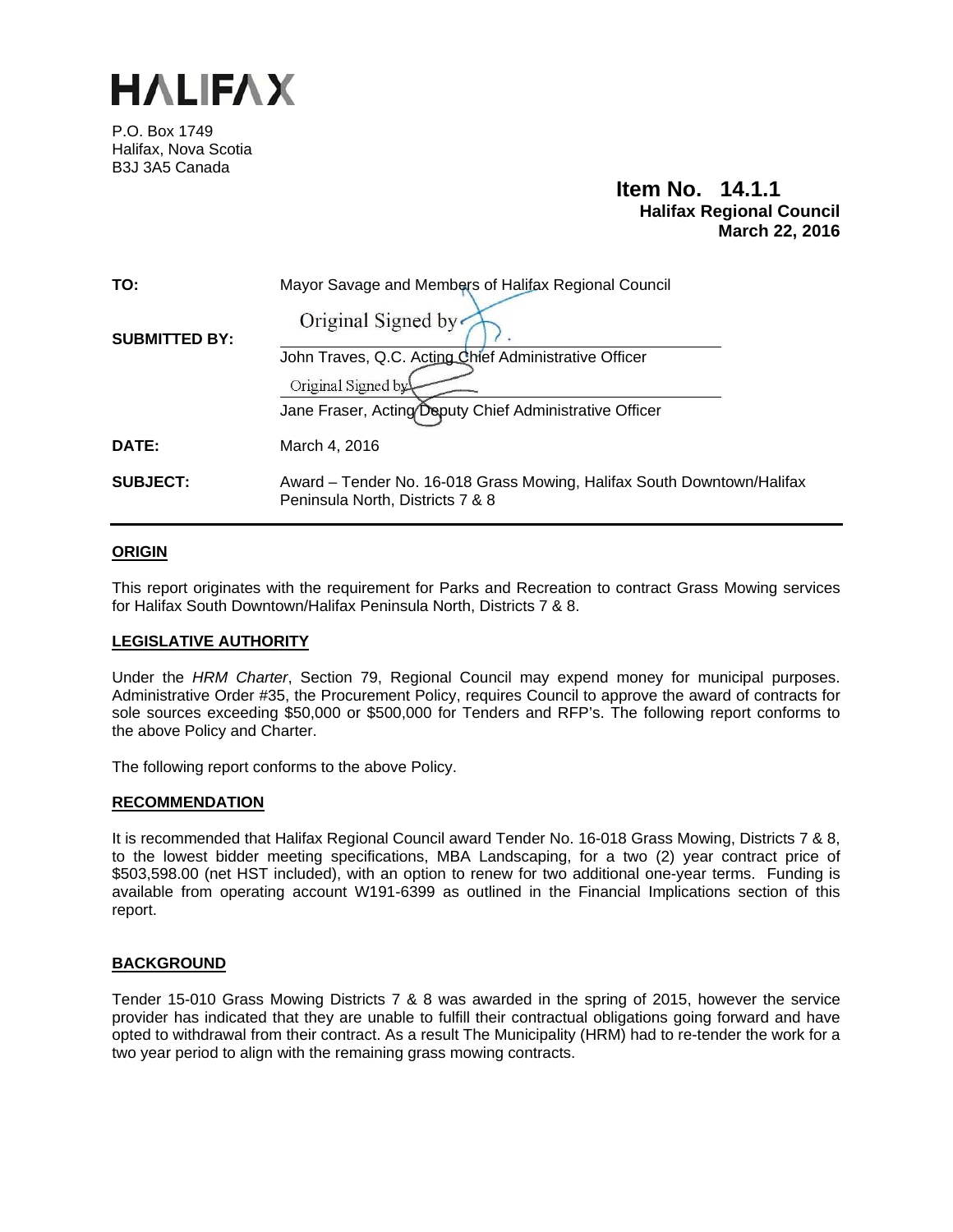# HALIFAX

P.O. Box 1749
Halifax, Nova Scotia
B3J 3A5 Canada

**Item No. 14.1.1**
**Halifax Regional Council**
**March 22, 2016**

**TO:** Mayor Savage and Members of Halifax Regional Council

**SUBMITTED BY:**

Original Signed by

John Traves, Q.C. Acting Chief Administrative Officer

Original Signed by

Jane Fraser, Acting Deputy Chief Administrative Officer

**DATE:** March 4, 2016

**SUBJECT:** Award – Tender No. 16-018 Grass Mowing, Halifax South Downtown/Halifax Peninsula North, Districts 7 & 8

## ORIGIN

This report originates with the requirement for Parks and Recreation to contract Grass Mowing services for Halifax South Downtown/Halifax Peninsula North, Districts 7 & 8.

## LEGISLATIVE AUTHORITY

Under the *HRM Charter*, Section 79, Regional Council may expend money for municipal purposes. Administrative Order #35, the Procurement Policy, requires Council to approve the award of contracts for sole sources exceeding $50,000 or $500,000 for Tenders and RFP's. The following report conforms to the above Policy and Charter.

The following report conforms to the above Policy.

## RECOMMENDATION

It is recommended that Halifax Regional Council award Tender No. 16-018 Grass Mowing, Districts 7 & 8, to the lowest bidder meeting specifications, MBA Landscaping, for a two (2) year contract price of $503,598.00 (net HST included), with an option to renew for two additional one-year terms. Funding is available from operating account W191-6399 as outlined in the Financial Implications section of this report.

## BACKGROUND

Tender 15-010 Grass Mowing Districts 7 & 8 was awarded in the spring of 2015, however the service provider has indicated that they are unable to fulfill their contractual obligations going forward and have opted to withdrawal from their contract. As a result The Municipality (HRM) had to re-tender the work for a two year period to align with the remaining grass mowing contracts.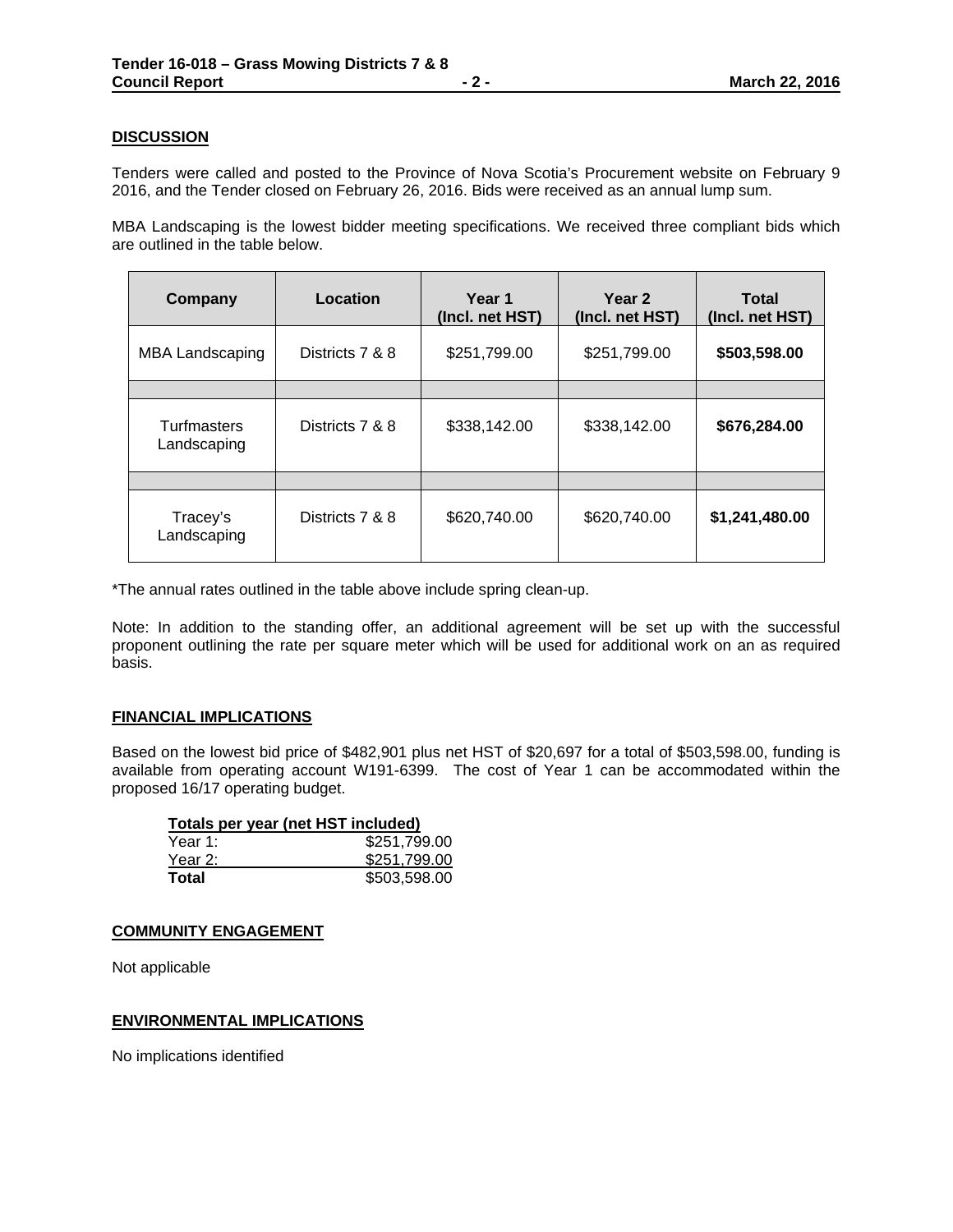## DISCUSSION

Tenders were called and posted to the Province of Nova Scotia's Procurement website on February 9 2016, and the Tender closed on February 26, 2016. Bids were received as an annual lump sum.

MBA Landscaping is the lowest bidder meeting specifications. We received three compliant bids which are outlined in the table below.

| Company | Location | Year 1 (Incl. net HST) | Year 2 (Incl. net HST) | Total (Incl. net HST) |
|---|---|---|---|---|
| MBA Landscaping | Districts 7 & 8 | $251,799.00 | $251,799.00 | **$503,598.00** |
| | | | | |
| Turfmasters Landscaping | Districts 7 & 8 | $338,142.00 | $338,142.00 | **$676,284.00** |
| | | | | |
| Tracey's Landscaping | Districts 7 & 8 | $620,740.00 | $620,740.00 | **$1,241,480.00** |

*The annual rates outlined in the table above include spring clean-up.

Note: In addition to the standing offer, an additional agreement will be set up with the successful proponent outlining the rate per square meter which will be used for additional work on an as required basis.

## FINANCIAL IMPLICATIONS

Based on the lowest bid price of $482,901 plus net HST of $20,697 for a total of $503,598.00, funding is available from operating account W191-6399. The cost of Year 1 can be accommodated within the proposed 16/17 operating budget.

| Totals per year (net HST included) | |
|---|---|
| Year 1: | $251,799.00 |
| Year 2: | $251,799.00 |
| **Total** | $503,598.00 |

## COMMUNITY ENGAGEMENT

Not applicable

## ENVIRONMENTAL IMPLICATIONS

No implications identified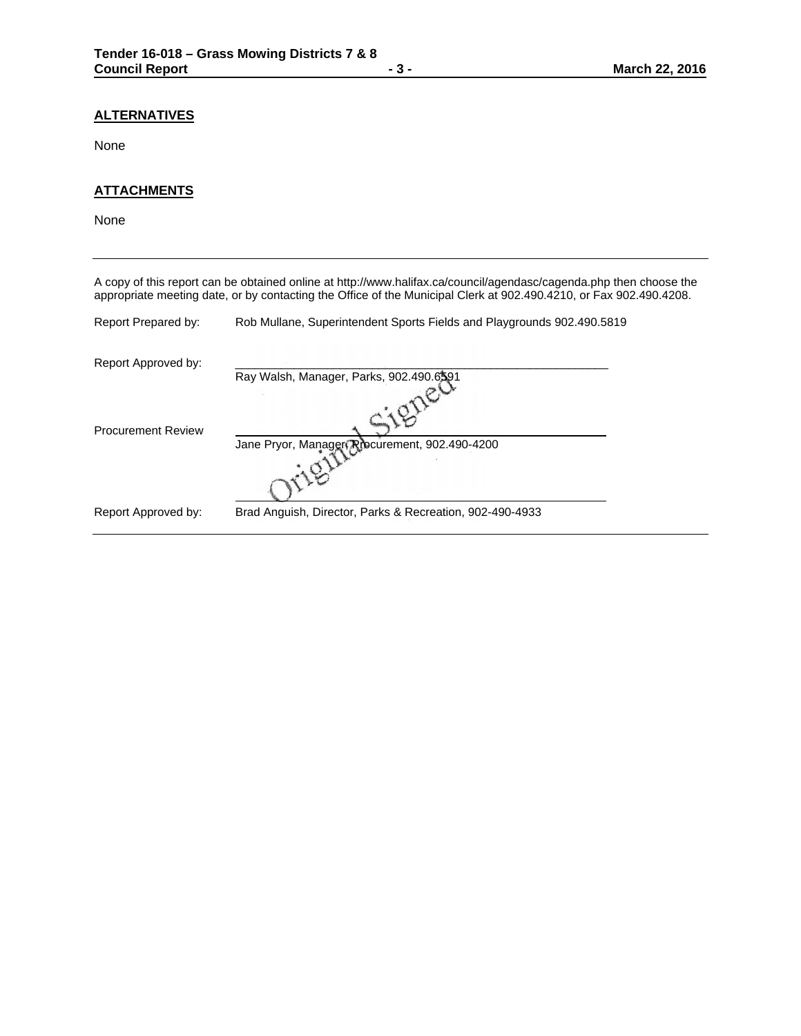## ALTERNATIVES

None

## ATTACHMENTS

None

---

A copy of this report can be obtained online at http://www.halifax.ca/council/agendasc/cagenda.php then choose the appropriate meeting date, or by contacting the Office of the Municipal Clerk at 902.490.4210, or Fax 902.490.4208.

Report Prepared by: Rob Mullane, Superintendent Sports Fields and Playgrounds 902.490.5819

Report Approved by: ______________________________
Ray Walsh, Manager, Parks, 902.490.6591

Original Signed

Procurement Review ______________________________
Jane Pryor, Manager, Procurement, 902.490-4200

______________________________
Report Approved by: Brad Anguish, Director, Parks & Recreation, 902-490-4933